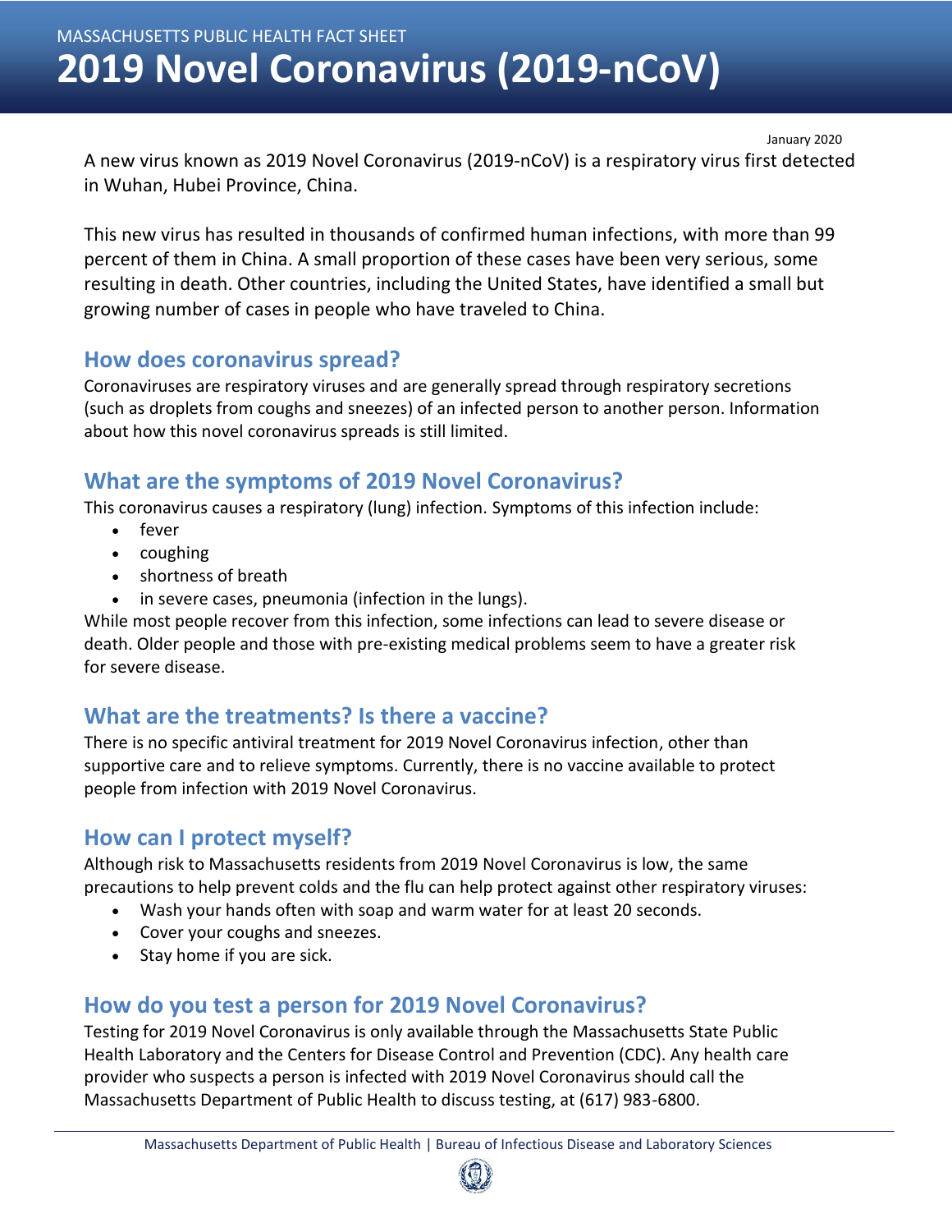MASSACHUSETTS PUBLIC HEALTH FACT SHEET

# 2019 Novel Coronavirus (2019-nCoV)

January 2020

A new virus known as 2019 Novel Coronavirus (2019-nCoV) is a respiratory virus first detected in Wuhan, Hubei Province, China.

This new virus has resulted in thousands of confirmed human infections, with more than 99 percent of them in China. A small proportion of these cases have been very serious, some resulting in death. Other countries, including the United States, have identified a small but growing number of cases in people who have traveled to China.

## How does coronavirus spread?

Coronaviruses are respiratory viruses and are generally spread through respiratory secretions (such as droplets from coughs and sneezes) of an infected person to another person. Information about how this novel coronavirus spreads is still limited.

## What are the symptoms of 2019 Novel Coronavirus?

This coronavirus causes a respiratory (lung) infection. Symptoms of this infection include:

- fever
- coughing
- shortness of breath
- in severe cases, pneumonia (infection in the lungs).

While most people recover from this infection, some infections can lead to severe disease or death. Older people and those with pre-existing medical problems seem to have a greater risk for severe disease.

## What are the treatments? Is there a vaccine?

There is no specific antiviral treatment for 2019 Novel Coronavirus infection, other than supportive care and to relieve symptoms. Currently, there is no vaccine available to protect people from infection with 2019 Novel Coronavirus.

## How can I protect myself?

Although risk to Massachusetts residents from 2019 Novel Coronavirus is low, the same precautions to help prevent colds and the flu can help protect against other respiratory viruses:

- Wash your hands often with soap and warm water for at least 20 seconds.
- Cover your coughs and sneezes.
- Stay home if you are sick.

## How do you test a person for 2019 Novel Coronavirus?

Testing for 2019 Novel Coronavirus is only available through the Massachusetts State Public Health Laboratory and the Centers for Disease Control and Prevention (CDC). Any health care provider who suspects a person is infected with 2019 Novel Coronavirus should call the Massachusetts Department of Public Health to discuss testing, at (617) 983-6800.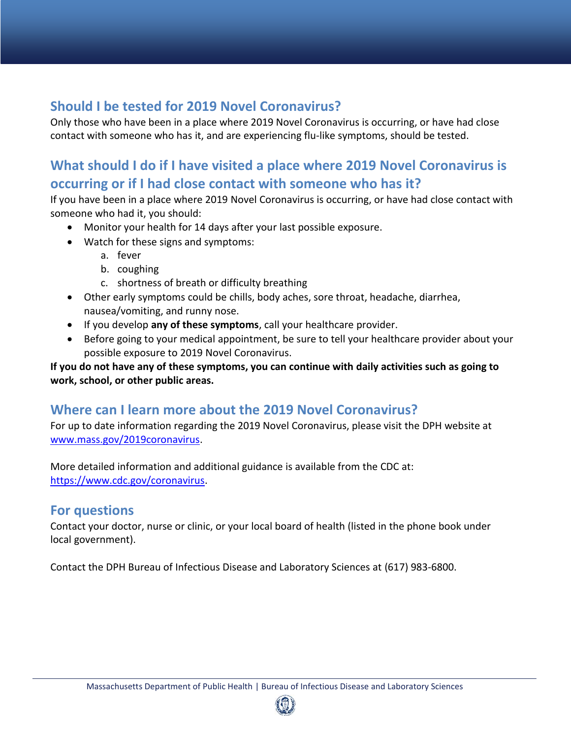## Should I be tested for 2019 Novel Coronavirus?

Only those who have been in a place where 2019 Novel Coronavirus is occurring, or have had close contact with someone who has it, and are experiencing flu-like symptoms, should be tested.

## What should I do if I have visited a place where 2019 Novel Coronavirus is occurring or if I had close contact with someone who has it?

If you have been in a place where 2019 Novel Coronavirus is occurring, or have had close contact with someone who had it, you should:

- Monitor your health for 14 days after your last possible exposure.
- Watch for these signs and symptoms:
  a. fever
  b. coughing
  c. shortness of breath or difficulty breathing
- Other early symptoms could be chills, body aches, sore throat, headache, diarrhea, nausea/vomiting, and runny nose.
- If you develop **any of these symptoms**, call your healthcare provider.
- Before going to your medical appointment, be sure to tell your healthcare provider about your possible exposure to 2019 Novel Coronavirus.

**If you do not have any of these symptoms, you can continue with daily activities such as going to work, school, or other public areas.**

## Where can I learn more about the 2019 Novel Coronavirus?

For up to date information regarding the 2019 Novel Coronavirus, please visit the DPH website at www.mass.gov/2019coronavirus.

More detailed information and additional guidance is available from the CDC at: https://www.cdc.gov/coronavirus.

## For questions

Contact your doctor, nurse or clinic, or your local board of health (listed in the phone book under local government).

Contact the DPH Bureau of Infectious Disease and Laboratory Sciences at (617) 983-6800.